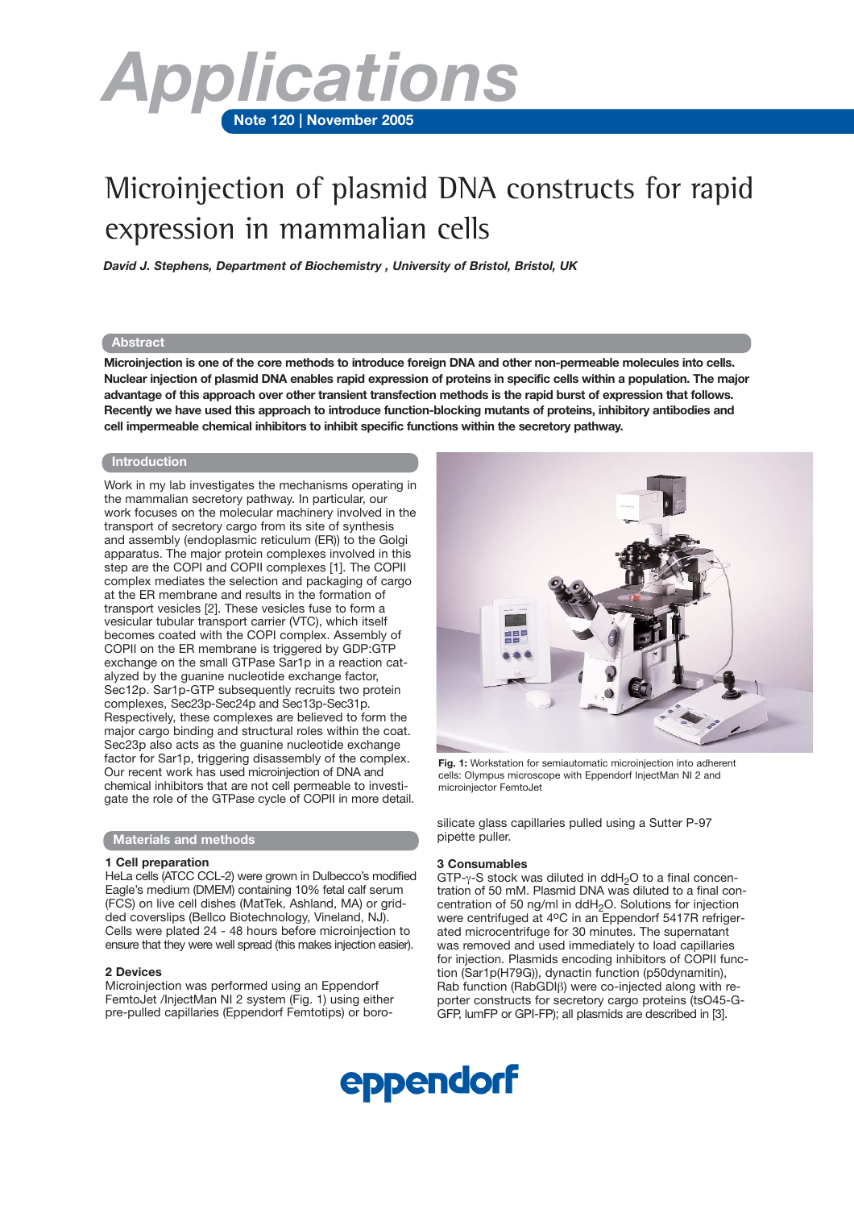# Applications

**Note 120 | November 2005**

# Microinjection of plasmid DNA constructs for rapid expression in mammalian cells

***David J. Stephens, Department of Biochemistry , University of Bristol, Bristol, UK***

## Abstract

**Microinjection is one of the core methods to introduce foreign DNA and other non-permeable molecules into cells. Nuclear injection of plasmid DNA enables rapid expression of proteins in specific cells within a population. The major advantage of this approach over other transient transfection methods is the rapid burst of expression that follows. Recently we have used this approach to introduce function-blocking mutants of proteins, inhibitory antibodies and cell impermeable chemical inhibitors to inhibit specific functions within the secretory pathway.**

## Introduction

Work in my lab investigates the mechanisms operating in the mammalian secretory pathway. In particular, our work focuses on the molecular machinery involved in the transport of secretory cargo from its site of synthesis and assembly (endoplasmic reticulum (ER)) to the Golgi apparatus. The major protein complexes involved in this step are the COPI and COPII complexes [1]. The COPII complex mediates the selection and packaging of cargo at the ER membrane and results in the formation of transport vesicles [2]. These vesicles fuse to form a vesicular tubular transport carrier (VTC), which itself becomes coated with the COPI complex. Assembly of COPII on the ER membrane is triggered by GDP:GTP exchange on the small GTPase Sar1p in a reaction catalyzed by the guanine nucleotide exchange factor, Sec12p. Sar1p-GTP subsequently recruits two protein complexes, Sec23p-Sec24p and Sec13p-Sec31p. Respectively, these complexes are believed to form the major cargo binding and structural roles within the coat. Sec23p also acts as the guanine nucleotide exchange factor for Sar1p, triggering disassembly of the complex. Our recent work has used microinjection of DNA and chemical inhibitors that are not cell permeable to investigate the role of the GTPase cycle of COPII in more detail.

**Fig. 1:** Workstation for semiautomatic microinjection into adherent cells: Olympus microscope with Eppendorf InjectMan NI 2 and microinjector FemtoJet

## Materials and methods

### 1 Cell preparation

HeLa cells (ATCC CCL-2) were grown in Dulbecco's modified Eagle's medium (DMEM) containing 10% fetal calf serum (FCS) on live cell dishes (MatTek, Ashland, MA) or gridded coverslips (Bellco Biotechnology, Vineland, NJ). Cells were plated 24 - 48 hours before microinjection to ensure that they were well spread (this makes injection easier).

### 2 Devices

Microinjection was performed using an Eppendorf FemtoJet /InjectMan NI 2 system (Fig. 1) using either pre-pulled capillaries (Eppendorf Femtotips) or borosilicate glass capillaries pulled using a Sutter P-97 pipette puller.

### 3 Consumables

GTP-γ-S stock was diluted in $ddH_2O$ to a final concentration of 50 mM. Plasmid DNA was diluted to a final concentration of 50 ng/ml in $ddH_2O$. Solutions for injection were centrifuged at 4ºC in an Eppendorf 5417R refrigerated microcentrifuge for 30 minutes. The supernatant was removed and used immediately to load capillaries for injection. Plasmids encoding inhibitors of COPII function (Sar1p(H79G)), dynactin function (p50dynamitin), Rab function (RabGDIβ) were co-injected along with reporter constructs for secretory cargo proteins (tsO45-G-GFP, lumFP or GPI-FP); all plasmids are described in [3].

eppendorf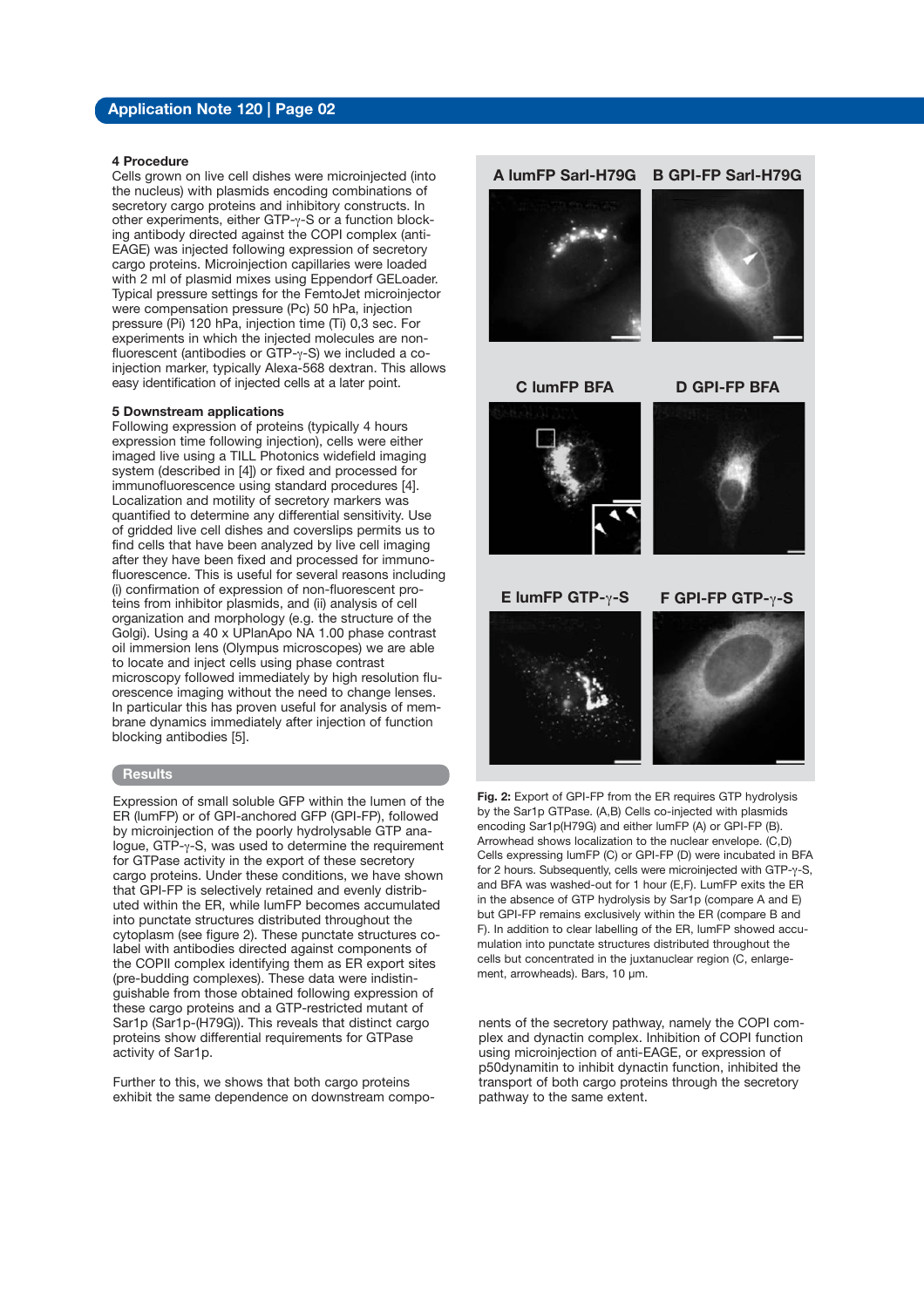## 4 Procedure

Cells grown on live cell dishes were microinjected (into the nucleus) with plasmids encoding combinations of secretory cargo proteins and inhibitory constructs. In other experiments, either GTP-$\gamma$-S or a function blocking antibody directed against the COPI complex (anti-EAGE) was injected following expression of secretory cargo proteins. Microinjection capillaries were loaded with 2 ml of plasmid mixes using Eppendorf GELoader. Typical pressure settings for the FemtoJet microinjector were compensation pressure (Pc) 50 hPa, injection pressure (Pi) 120 hPa, injection time (Ti) 0,3 sec. For experiments in which the injected molecules are non-fluorescent (antibodies or GTP-$\gamma$-S) we included a co-injection marker, typically Alexa-568 dextran. This allows easy identification of injected cells at a later point.

## 5 Downstream applications

Following expression of proteins (typically 4 hours expression time following injection), cells were either imaged live using a TILL Photonics widefield imaging system (described in [4]) or fixed and processed for immunofluorescence using standard procedures [4]. Localization and motility of secretory markers was quantified to determine any differential sensitivity. Use of gridded live cell dishes and coverslips permits us to find cells that have been analyzed by live cell imaging after they have been fixed and processed for immunofluorescence. This is useful for several reasons including (i) confirmation of expression of non-fluorescent proteins from inhibitor plasmids, and (ii) analysis of cell organization and morphology (e.g. the structure of the Golgi). Using a 40 x UPlanApo NA 1.00 phase contrast oil immersion lens (Olympus microscopes) we are able to locate and inject cells using phase contrast microscopy followed immediately by high resolution fluorescence imaging without the need to change lenses. In particular this has proven useful for analysis of membrane dynamics immediately after injection of function blocking antibodies [5].

## Results

Expression of small soluble GFP within the lumen of the ER (lumFP) or of GPI-anchored GFP (GPI-FP), followed by microinjection of the poorly hydrolysable GTP analogue, GTP-$\gamma$-S, was used to determine the requirement for GTPase activity in the export of these secretory cargo proteins. Under these conditions, we have shown that GPI-FP is selectively retained and evenly distributed within the ER, while lumFP becomes accumulated into punctate structures distributed throughout the cytoplasm (see figure 2). These punctate structures co-label with antibodies directed against components of the COPII complex identifying them as ER export sites (pre-budding complexes). These data were indistinguishable from those obtained following expression of these cargo proteins and a GTP-restricted mutant of Sar1p (Sar1p-(H79G)). This reveals that distinct cargo proteins show differential requirements for GTPase activity of Sar1p.

Further to this, we shows that both cargo proteins exhibit the same dependence on downstream components of the secretory pathway, namely the COPI complex and dynactin complex. Inhibition of COPI function using microinjection of anti-EAGE, or expression of p50dynamitin to inhibit dynactin function, inhibited the transport of both cargo proteins through the secretory pathway to the same extent.

A lumFP SarI-H79G | B GPI-FP SarI-H79G | C lumFP BFA | D GPI-FP BFA | E lumFP GTP-$\gamma$-S | F GPI-FP GTP-$\gamma$-S

**Fig. 2:** Export of GPI-FP from the ER requires GTP hydrolysis by the Sar1p GTPase. (A,B) Cells co-injected with plasmids encoding Sar1p(H79G) and either lumFP (A) or GPI-FP (B). Arrowhead shows localization to the nuclear envelope. (C,D) Cells expressing lumFP (C) or GPI-FP (D) were incubated in BFA for 2 hours. Subsequently, cells were microinjected with GTP-$\gamma$-S, and BFA was washed-out for 1 hour (E,F). LumFP exits the ER in the absence of GTP hydrolysis by Sar1p (compare A and E) but GPI-FP remains exclusively within the ER (compare B and F). In addition to clear labelling of the ER, lumFP showed accumulation into punctate structures distributed throughout the cells but concentrated in the juxtanuclear region (C, enlargement, arrowheads). Bars, 10 µm.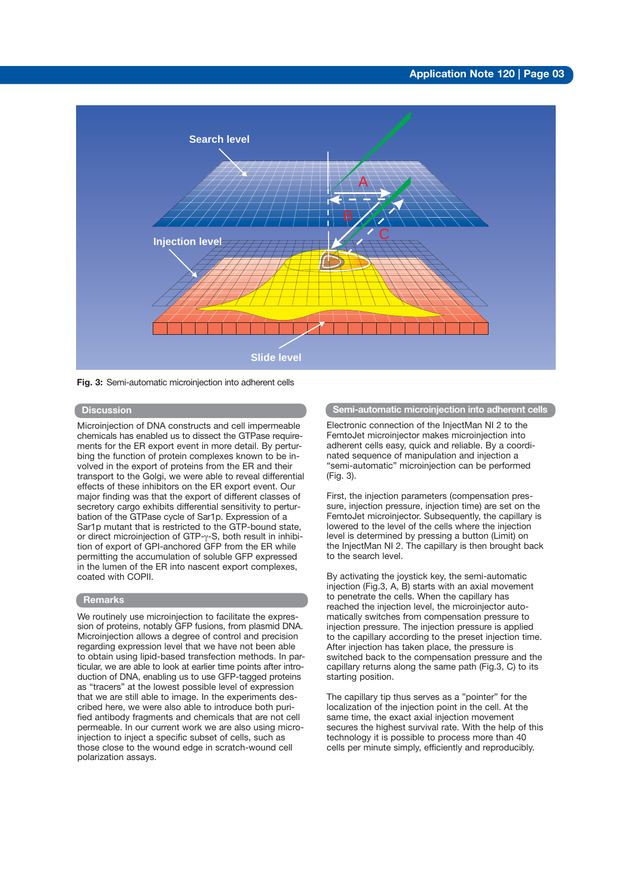Fig. 3: Semi-automatic microinjection into adherent cells

## Discussion

Microinjection of DNA constructs and cell impermeable chemicals has enabled us to dissect the GTPase requirements for the ER export event in more detail. By perturbing the function of protein complexes known to be involved in the export of proteins from the ER and their transport to the Golgi, we were able to reveal differential effects of these inhibitors on the ER export event. Our major finding was that the export of different classes of secretory cargo exhibits differential sensitivity to perturbation of the GTPase cycle of Sar1p. Expression of a Sar1p mutant that is restricted to the GTP-bound state, or direct microinjection of GTP-$\gamma$-S, both result in inhibition of export of GPI-anchored GFP from the ER while permitting the accumulation of soluble GFP expressed in the lumen of the ER into nascent export complexes, coated with COPII.

## Remarks

We routinely use microinjection to facilitate the expression of proteins, notably GFP fusions, from plasmid DNA. Microinjection allows a degree of control and precision regarding expression level that we have not been able to obtain using lipid-based transfection methods. In particular, we are able to look at earlier time points after introduction of DNA, enabling us to use GFP-tagged proteins as "tracers" at the lowest possible level of expression that we are still able to image. In the experiments described here, we were also able to introduce both purified antibody fragments and chemicals that are not cell permeable. In our current work we are also using microinjection to inject a specific subset of cells, such as those close to the wound edge in scratch-wound cell polarization assays.

## Semi-automatic microinjection into adherent cells

Electronic connection of the InjectMan NI 2 to the FemtoJet microinjector makes microinjection into adherent cells easy, quick and reliable. By a coordinated sequence of manipulation and injection a "semi-automatic" microinjection can be performed (Fig. 3).

First, the injection parameters (compensation pressure, injection pressure, injection time) are set on the FemtoJet microinjector. Subsequently, the capillary is lowered to the level of the cells where the injection level is determined by pressing a button (Limit) on the InjectMan NI 2. The capillary is then brought back to the search level.

By activating the joystick key, the semi-automatic injection (Fig.3, A, B) starts with an axial movement to penetrate the cells. When the capillary has reached the injection level, the microinjector automatically switches from compensation pressure to injection pressure. The injection pressure is applied to the capillary according to the preset injection time. After injection has taken place, the pressure is switched back to the compensation pressure and the capillary returns along the same path (Fig.3, C) to its starting position.

The capillary tip thus serves as a "pointer" for the localization of the injection point in the cell. At the same time, the exact axial injection movement secures the highest survival rate. With the help of this technology it is possible to process more than 40 cells per minute simply, efficiently and reproducibly.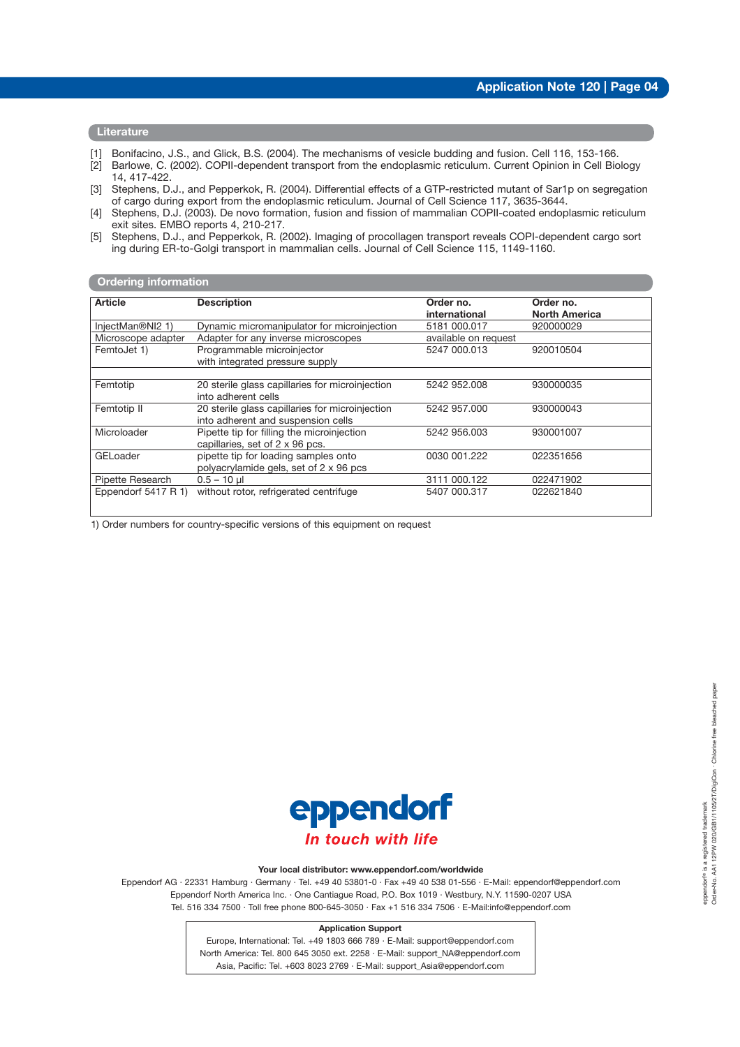## Literature

[1] Bonifacino, J.S., and Glick, B.S. (2004). The mechanisms of vesicle budding and fusion. Cell 116, 153-166.
[2] Barlowe, C. (2002). COPII-dependent transport from the endoplasmic reticulum. Current Opinion in Cell Biology 14, 417-422.
[3] Stephens, D.J., and Pepperkok, R. (2004). Differential effects of a GTP-restricted mutant of Sar1p on segregation of cargo during export from the endoplasmic reticulum. Journal of Cell Science 117, 3635-3644.
[4] Stephens, D.J. (2003). De novo formation, fusion and fission of mammalian COPII-coated endoplasmic reticulum exit sites. EMBO reports 4, 210-217.
[5] Stephens, D.J., and Pepperkok, R. (2002). Imaging of procollagen transport reveals COPI-dependent cargo sort ing during ER-to-Golgi transport in mammalian cells. Journal of Cell Science 115, 1149-1160.

## Ordering information

| Article | Description | Order no. international | Order no. North America |
|---|---|---|---|
| InjectMan®NI2 1) | Dynamic micromanipulator for microinjection | 5181 000.017 | 920000029 |
| Microscope adapter | Adapter for any inverse microscopes | available on request | |
| FemtoJet 1) | Programmable microinjector with integrated pressure supply | 5247 000.013 | 920010504 |
| Femtotip | 20 sterile glass capillaries for microinjection into adherent cells | 5242 952.008 | 930000035 |
| Femtotip II | 20 sterile glass capillaries for microinjection into adherent and suspension cells | 5242 957.000 | 930000043 |
| Microloader | Pipette tip for filling the microinjection capillaries, set of 2 x 96 pcs. | 5242 956.003 | 930001007 |
| GELoader | pipette tip for loading samples onto polyacrylamide gels, set of 2 x 96 pcs | 0030 001.222 | 022351656 |
| Pipette Research | 0.5 – 10 µl | 3111 000.122 | 022471902 |
| Eppendorf 5417 R 1) | without rotor, refrigerated centrifuge | 5407 000.317 | 022621840 |

1) Order numbers for country-specific versions of this equipment on request

eppendorf
*In touch with life*

**Your local distributor: www.eppendorf.com/worldwide**

Eppendorf AG · 22331 Hamburg · Germany · Tel. +49 40 53801-0 · Fax +49 40 538 01-556 · E-Mail: eppendorf@eppendorf.com
Eppendorf North America Inc. · One Cantiague Road, P.O. Box 1019 · Westbury, N.Y. 11590-0207 USA
Tel. 516 334 7500 · Toll free phone 800-645-3050 · Fax +1 516 334 7506 · E-Mail:info@eppendorf.com

**Application Support**
Europe, International: Tel. +49 1803 666 789 · E-Mail: support@eppendorf.com
North America: Tel. 800 645 3050 ext. 2258 · E-Mail: support_NA@eppendorf.com
Asia, Pacific: Tel. +603 8023 2769 · E-Mail: support_Asia@eppendorf.com

eppendorf® is a registered trademark
Order-No. AA1 12PW 020/GB1/1105/2T/DigiCon · Chlorine free bleached paper